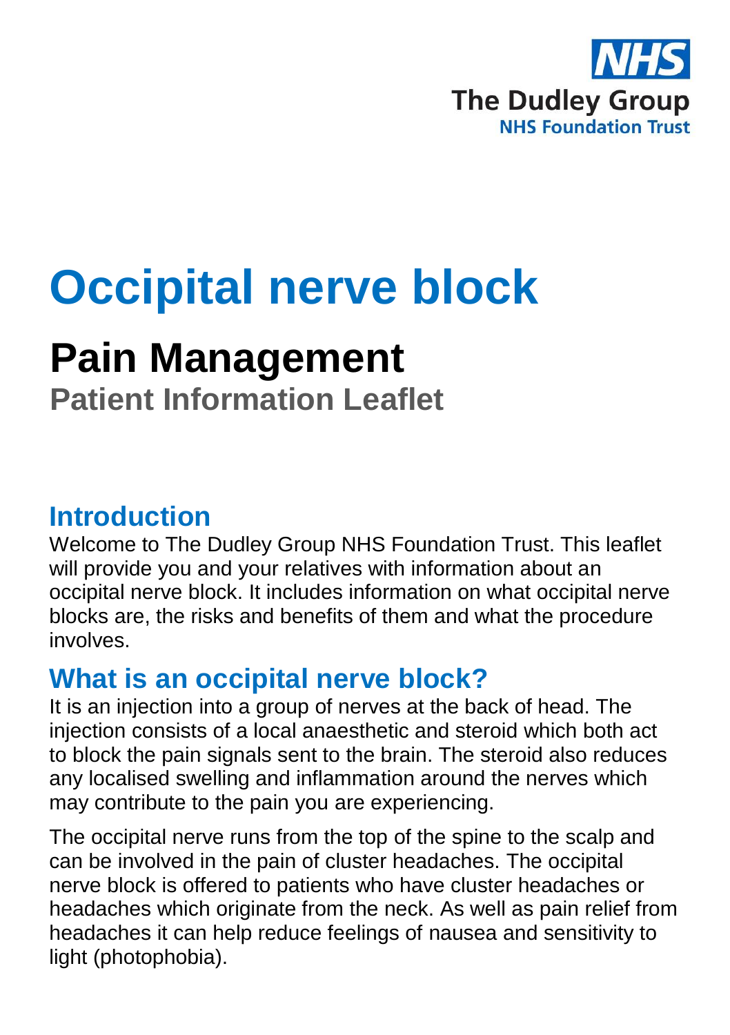NHS
The Dudley Group
NHS Foundation Trust

# Occipital nerve block

## Pain Management

### Patient Information Leaflet

## Introduction

Welcome to The Dudley Group NHS Foundation Trust. This leaflet will provide you and your relatives with information about an occipital nerve block. It includes information on what occipital nerve blocks are, the risks and benefits of them and what the procedure involves.

## What is an occipital nerve block?

It is an injection into a group of nerves at the back of head. The injection consists of a local anaesthetic and steroid which both act to block the pain signals sent to the brain. The steroid also reduces any localised swelling and inflammation around the nerves which may contribute to the pain you are experiencing.

The occipital nerve runs from the top of the spine to the scalp and can be involved in the pain of cluster headaches. The occipital nerve block is offered to patients who have cluster headaches or headaches which originate from the neck. As well as pain relief from headaches it can help reduce feelings of nausea and sensitivity to light (photophobia).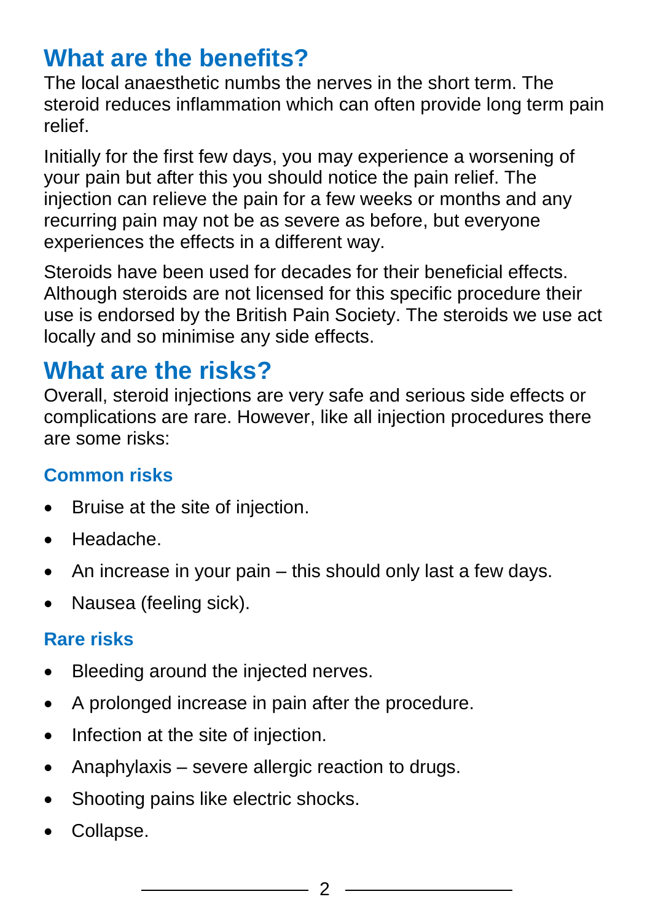## What are the benefits?

The local anaesthetic numbs the nerves in the short term. The steroid reduces inflammation which can often provide long term pain relief.

Initially for the first few days, you may experience a worsening of your pain but after this you should notice the pain relief. The injection can relieve the pain for a few weeks or months and any recurring pain may not be as severe as before, but everyone experiences the effects in a different way.

Steroids have been used for decades for their beneficial effects. Although steroids are not licensed for this specific procedure their use is endorsed by the British Pain Society. The steroids we use act locally and so minimise any side effects.

## What are the risks?

Overall, steroid injections are very safe and serious side effects or complications are rare. However, like all injection procedures there are some risks:

### Common risks

- Bruise at the site of injection.
- Headache.
- An increase in your pain – this should only last a few days.
- Nausea (feeling sick).

### Rare risks

- Bleeding around the injected nerves.
- A prolonged increase in pain after the procedure.
- Infection at the site of injection.
- Anaphylaxis – severe allergic reaction to drugs.
- Shooting pains like electric shocks.
- Collapse.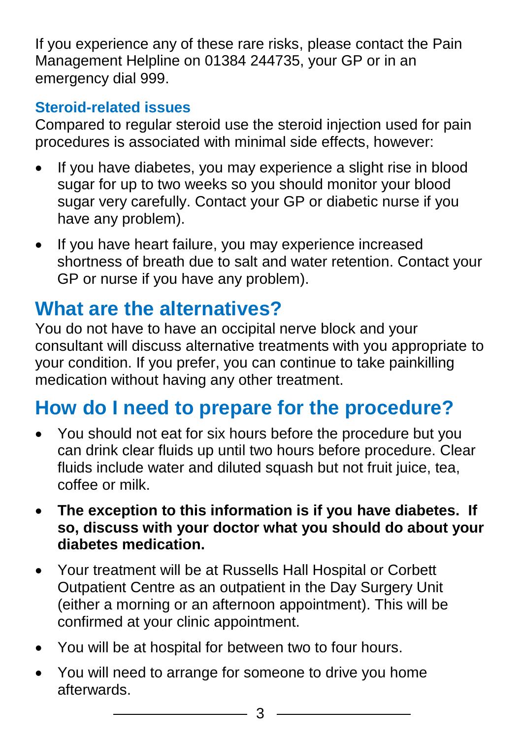If you experience any of these rare risks, please contact the Pain Management Helpline on 01384 244735, your GP or in an emergency dial 999.

### Steroid-related issues

Compared to regular steroid use the steroid injection used for pain procedures is associated with minimal side effects, however:

- If you have diabetes, you may experience a slight rise in blood sugar for up to two weeks so you should monitor your blood sugar very carefully. Contact your GP or diabetic nurse if you have any problem).
- If you have heart failure, you may experience increased shortness of breath due to salt and water retention. Contact your GP or nurse if you have any problem).

## What are the alternatives?

You do not have to have an occipital nerve block and your consultant will discuss alternative treatments with you appropriate to your condition. If you prefer, you can continue to take painkilling medication without having any other treatment.

## How do I need to prepare for the procedure?

- You should not eat for six hours before the procedure but you can drink clear fluids up until two hours before procedure. Clear fluids include water and diluted squash but not fruit juice, tea, coffee or milk.
- **The exception to this information is if you have diabetes. If so, discuss with your doctor what you should do about your diabetes medication.**
- Your treatment will be at Russells Hall Hospital or Corbett Outpatient Centre as an outpatient in the Day Surgery Unit (either a morning or an afternoon appointment). This will be confirmed at your clinic appointment.
- You will be at hospital for between two to four hours.
- You will need to arrange for someone to drive you home afterwards.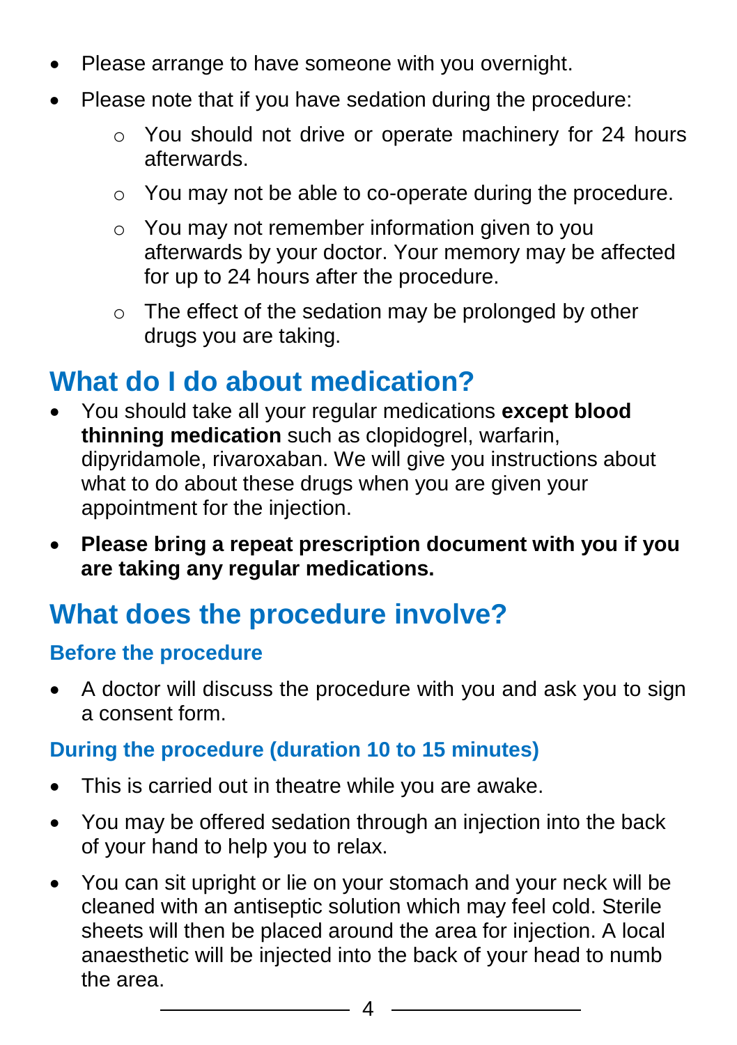- Please arrange to have someone with you overnight.
- Please note that if you have sedation during the procedure:
  - You should not drive or operate machinery for 24 hours afterwards.
  - You may not be able to co-operate during the procedure.
  - You may not remember information given to you afterwards by your doctor. Your memory may be affected for up to 24 hours after the procedure.
  - The effect of the sedation may be prolonged by other drugs you are taking.

## What do I do about medication?

- You should take all your regular medications **except blood thinning medication** such as clopidogrel, warfarin, dipyridamole, rivaroxaban. We will give you instructions about what to do about these drugs when you are given your appointment for the injection.
- **Please bring a repeat prescription document with you if you are taking any regular medications.**

## What does the procedure involve?

### Before the procedure

- A doctor will discuss the procedure with you and ask you to sign a consent form.

### During the procedure (duration 10 to 15 minutes)

- This is carried out in theatre while you are awake.
- You may be offered sedation through an injection into the back of your hand to help you to relax.
- You can sit upright or lie on your stomach and your neck will be cleaned with an antiseptic solution which may feel cold. Sterile sheets will then be placed around the area for injection. A local anaesthetic will be injected into the back of your head to numb the area.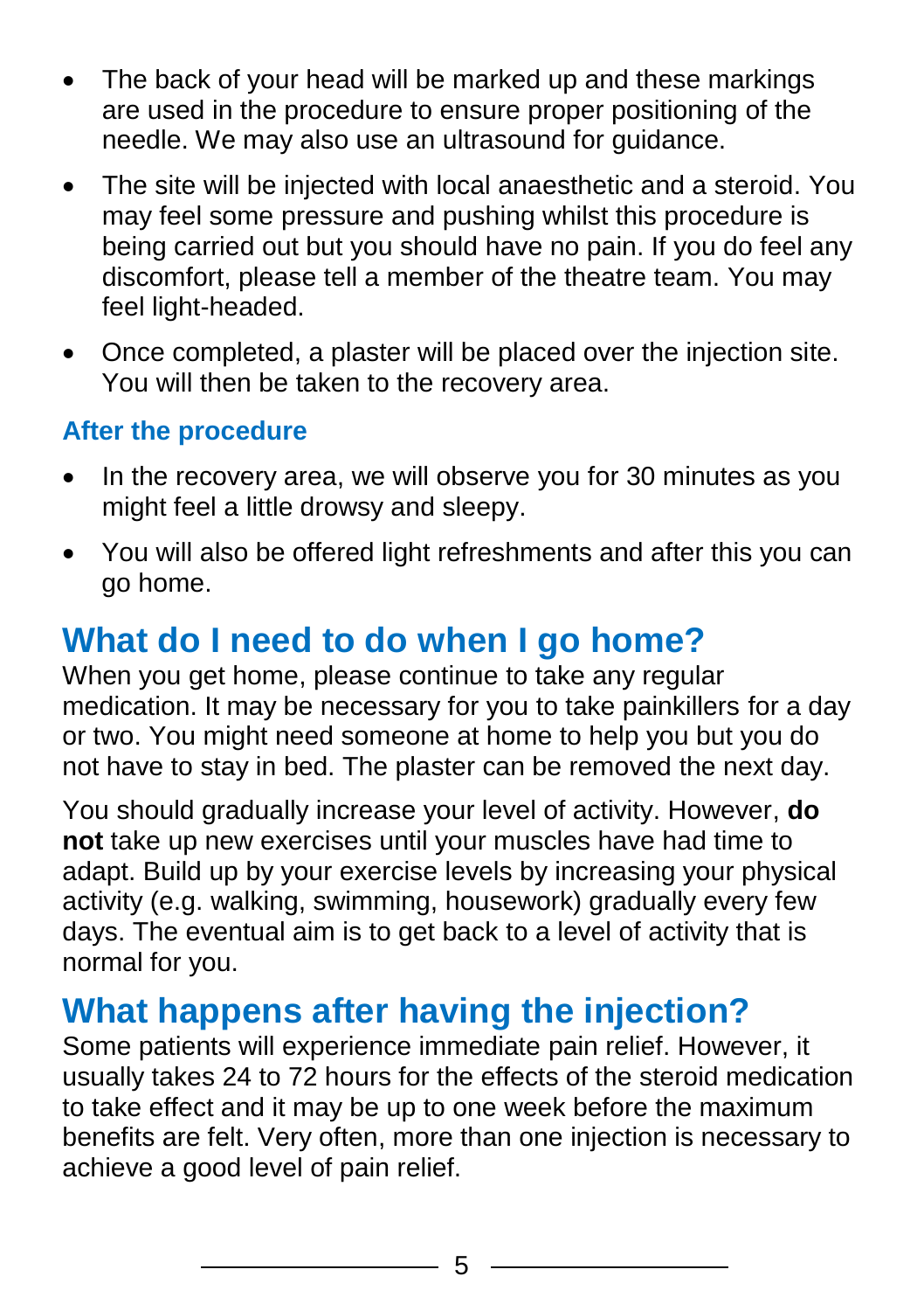- The back of your head will be marked up and these markings are used in the procedure to ensure proper positioning of the needle. We may also use an ultrasound for guidance.
- The site will be injected with local anaesthetic and a steroid. You may feel some pressure and pushing whilst this procedure is being carried out but you should have no pain. If you do feel any discomfort, please tell a member of the theatre team. You may feel light-headed.
- Once completed, a plaster will be placed over the injection site. You will then be taken to the recovery area.

### After the procedure

- In the recovery area, we will observe you for 30 minutes as you might feel a little drowsy and sleepy.
- You will also be offered light refreshments and after this you can go home.

## What do I need to do when I go home?

When you get home, please continue to take any regular medication. It may be necessary for you to take painkillers for a day or two. You might need someone at home to help you but you do not have to stay in bed. The plaster can be removed the next day.

You should gradually increase your level of activity. However, **do not** take up new exercises until your muscles have had time to adapt. Build up by your exercise levels by increasing your physical activity (e.g. walking, swimming, housework) gradually every few days. The eventual aim is to get back to a level of activity that is normal for you.

## What happens after having the injection?

Some patients will experience immediate pain relief. However, it usually takes 24 to 72 hours for the effects of the steroid medication to take effect and it may be up to one week before the maximum benefits are felt. Very often, more than one injection is necessary to achieve a good level of pain relief.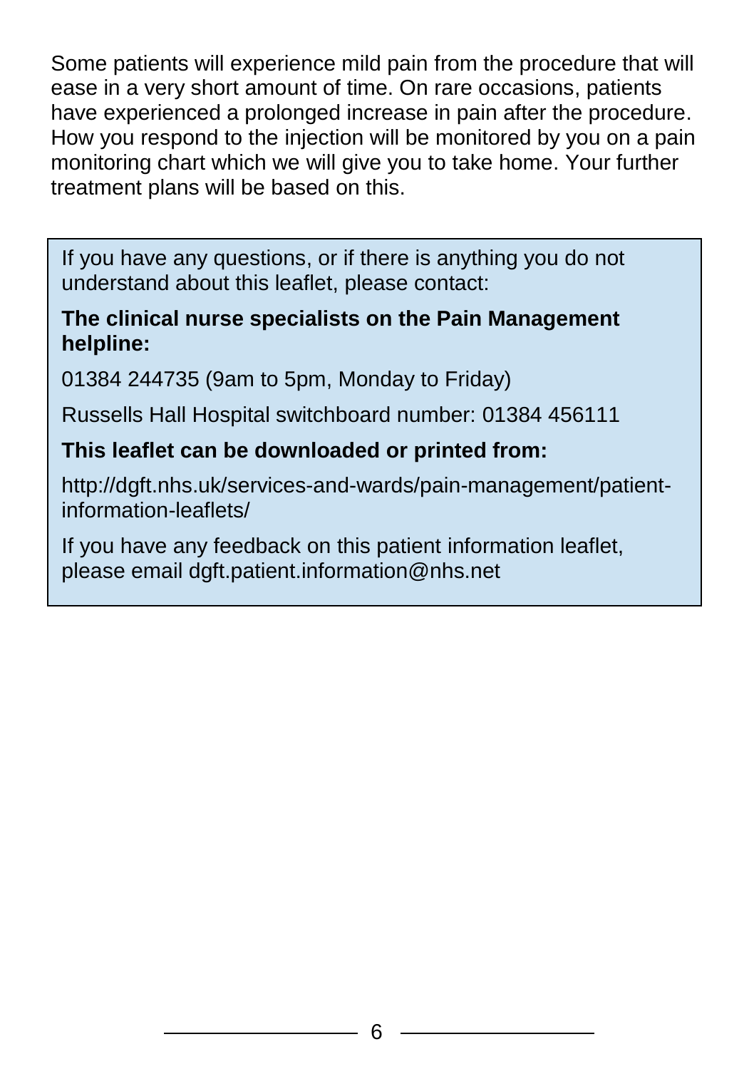Some patients will experience mild pain from the procedure that will ease in a very short amount of time. On rare occasions, patients have experienced a prolonged increase in pain after the procedure. How you respond to the injection will be monitored by you on a pain monitoring chart which we will give you to take home. Your further treatment plans will be based on this.

> If you have any questions, or if there is anything you do not understand about this leaflet, please contact:
>
> **The clinical nurse specialists on the Pain Management helpline:**
>
> 01384 244735 (9am to 5pm, Monday to Friday)
>
> Russells Hall Hospital switchboard number: 01384 456111
>
> **This leaflet can be downloaded or printed from:**
>
> http://dgft.nhs.uk/services-and-wards/pain-management/patient-information-leaflets/
>
> If you have any feedback on this patient information leaflet, please email dgft.patient.information@nhs.net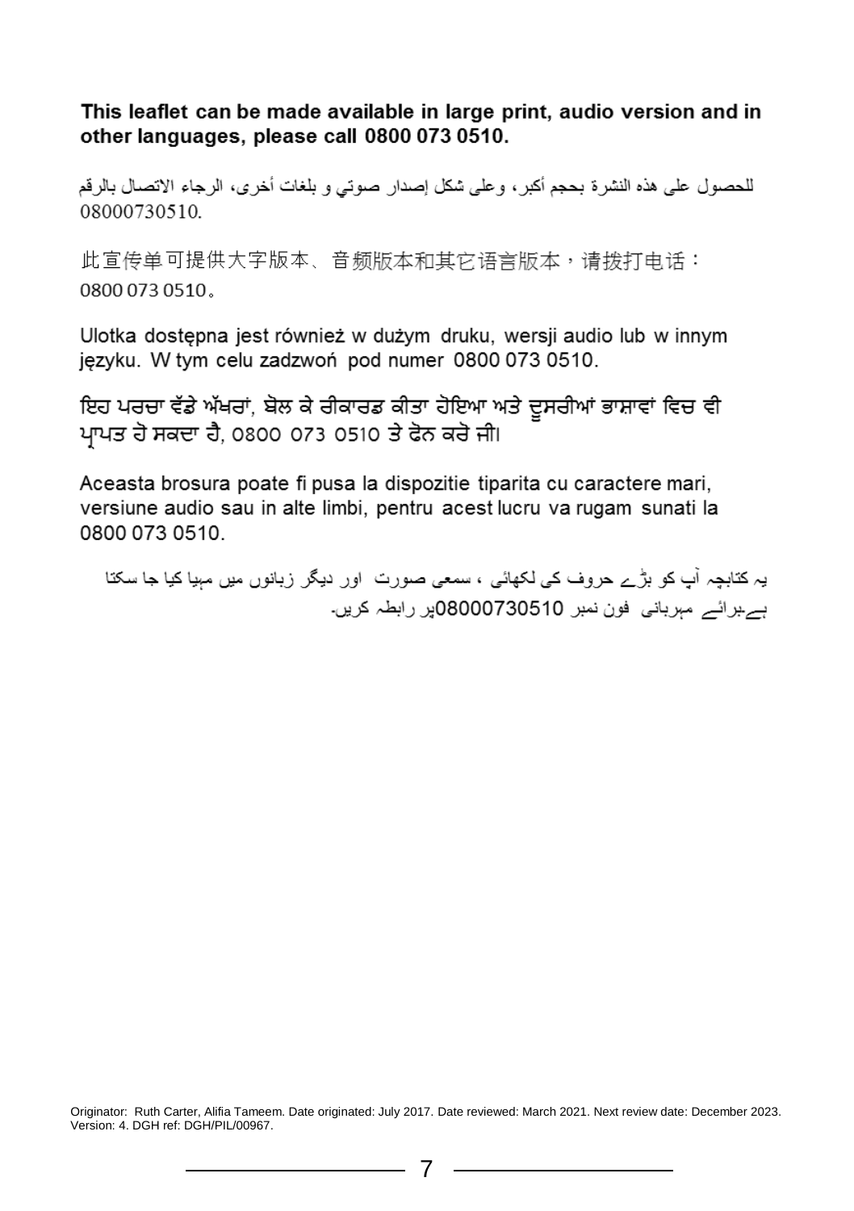**This leaflet can be made available in large print, audio version and in other languages, please call 0800 073 0510.**

للحصول على هذه النشرة بحجم أكبر، وعلى شكل إصدار صوتي و بلغات أخرى، الرجاء الاتصال بالرقم 08000730510.

此宣传单可提供大字版本、音频版本和其它语言版本，请拨打电话：0800 073 0510。

Ulotka dostępna jest również w dużym druku, wersji audio lub w innym języku. W tym celu zadzwoń pod numer 0800 073 0510.

ਇਹ ਪਰਚਾ ਵੱਡੇ ਅੱਖਰਾਂ, ਬੋਲ ਕੇ ਰੀਕਾਰਡ ਕੀਤਾ ਹੋਇਆ ਅਤੇ ਦੂਸਰੀਆਂ ਭਾਸ਼ਾਵਾਂ ਵਿਚ ਵੀ ਪ੍ਰਾਪਤ ਹੋ ਸਕਦਾ ਹੈ, 0800 073 0510 ਤੇ ਫੋਨ ਕਰੋ ਜੀ।

Aceasta brosura poate fi pusa la dispozitie tiparita cu caractere mari, versiune audio sau in alte limbi, pentru acest lucru va rugam sunati la 0800 073 0510.

یہ کتابچہ آپ کو بڑے حروف کی لکھائی ، سمعی صورت اور دیگر زبانوں میں مہیا کیا جا سکتا ہے۔برائے مہربانی فون نمبر 08000730510پر رابطہ کریں۔

Originator: Ruth Carter, Alifia Tameem. Date originated: July 2017. Date reviewed: March 2021. Next review date: December 2023. Version: 4. DGH ref: DGH/PIL/00967.